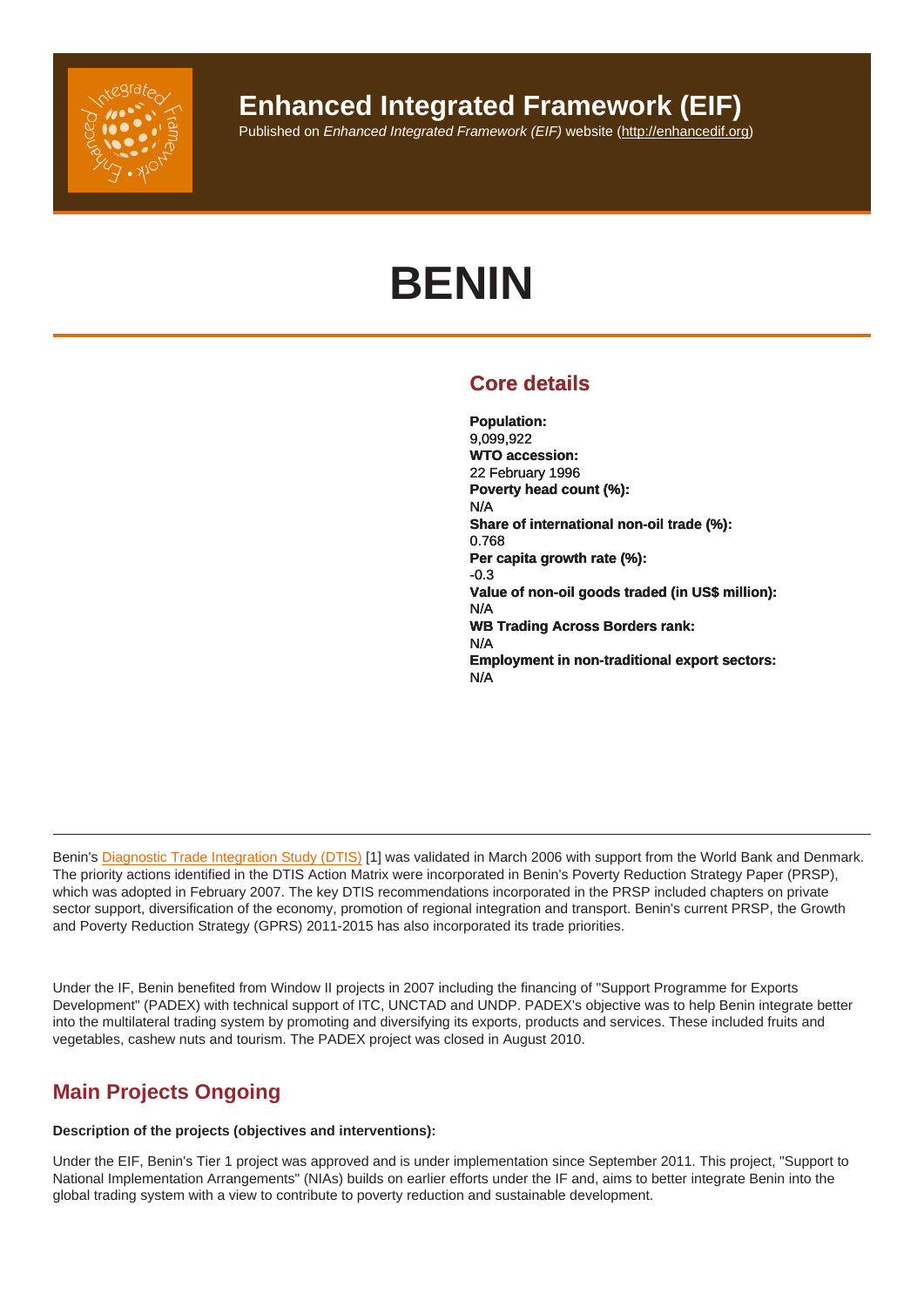# Enhanced Integrated Framework (EIF)

Published on *Enhanced Integrated Framework (EIF)* website (http://enhancedif.org)

# BENIN

## Core details

**Population:**
9,099,922
**WTO accession:**
22 February 1996
**Poverty head count (%):**
N/A
**Share of international non-oil trade (%):**
0.768
**Per capita growth rate (%):**
-0.3
**Value of non-oil goods traded (in US$ million):**
N/A
**WB Trading Across Borders rank:**
N/A
**Employment in non-traditional export sectors:**
N/A

---

Benin's Diagnostic Trade Integration Study (DTIS) [1] was validated in March 2006 with support from the World Bank and Denmark. The priority actions identified in the DTIS Action Matrix were incorporated in Benin's Poverty Reduction Strategy Paper (PRSP), which was adopted in February 2007. The key DTIS recommendations incorporated in the PRSP included chapters on private sector support, diversification of the economy, promotion of regional integration and transport. Benin's current PRSP, the Growth and Poverty Reduction Strategy (GPRS) 2011-2015 has also incorporated its trade priorities.

Under the IF, Benin benefited from Window II projects in 2007 including the financing of "Support Programme for Exports Development" (PADEX) with technical support of ITC, UNCTAD and UNDP. PADEX's objective was to help Benin integrate better into the multilateral trading system by promoting and diversifying its exports, products and services. These included fruits and vegetables, cashew nuts and tourism. The PADEX project was closed in August 2010.

## Main Projects Ongoing

**Description of the projects (objectives and interventions):**

Under the EIF, Benin's Tier 1 project was approved and is under implementation since September 2011. This project, "Support to National Implementation Arrangements" (NIAs) builds on earlier efforts under the IF and, aims to better integrate Benin into the global trading system with a view to contribute to poverty reduction and sustainable development.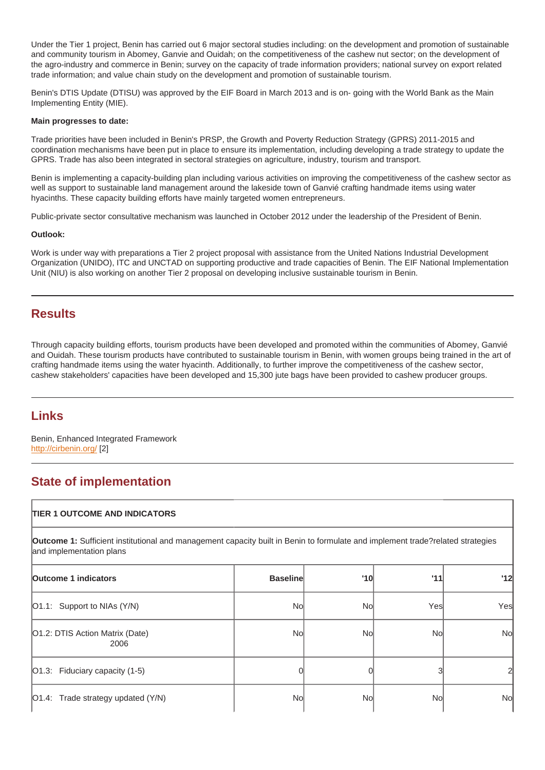Under the Tier 1 project, Benin has carried out 6 major sectoral studies including: on the development and promotion of sustainable and community tourism in Abomey, Ganvie and Ouidah; on the competitiveness of the cashew nut sector; on the development of the agro-industry and commerce in Benin; survey on the capacity of trade information providers; national survey on export related trade information; and value chain study on the development and promotion of sustainable tourism.

Benin's DTIS Update (DTISU) was approved by the EIF Board in March 2013 and is on- going with the World Bank as the Main Implementing Entity (MIE).

**Main progresses to date:**

Trade priorities have been included in Benin's PRSP, the Growth and Poverty Reduction Strategy (GPRS) 2011-2015 and coordination mechanisms have been put in place to ensure its implementation, including developing a trade strategy to update the GPRS. Trade has also been integrated in sectoral strategies on agriculture, industry, tourism and transport.

Benin is implementing a capacity-building plan including various activities on improving the competitiveness of the cashew sector as well as support to sustainable land management around the lakeside town of Ganvié crafting handmade items using water hyacinths. These capacity building efforts have mainly targeted women entrepreneurs.

Public-private sector consultative mechanism was launched in October 2012 under the leadership of the President of Benin.

**Outlook:**

Work is under way with preparations a Tier 2 project proposal with assistance from the United Nations Industrial Development Organization (UNIDO), ITC and UNCTAD on supporting productive and trade capacities of Benin. The EIF National Implementation Unit (NIU) is also working on another Tier 2 proposal on developing inclusive sustainable tourism in Benin.

## Results

Through capacity building efforts, tourism products have been developed and promoted within the communities of Abomey, Ganvié and Ouidah. These tourism products have contributed to sustainable tourism in Benin, with women groups being trained in the art of crafting handmade items using the water hyacinth. Additionally, to further improve the competitiveness of the cashew sector, cashew stakeholders' capacities have been developed and 15,300 jute bags have been provided to cashew producer groups.

## Links

Benin, Enhanced Integrated Framework
http://cirbenin.org/ [2]

## State of implementation

| TIER 1 OUTCOME AND INDICATORS | | | | |
|---|---|---|---|---|
| **Outcome 1:** Sufficient institutional and management capacity built in Benin to formulate and implement trade?related strategies and implementation plans | | | | |
| **Outcome 1 indicators** | **Baseline** | **'10** | **'11** | **'12** |
| O1.1: Support to NIAs (Y/N) | No | No | Yes | Yes |
| O1.2: DTIS Action Matrix (Date) 2006 | No | No | No | No |
| O1.3: Fiduciary capacity (1-5) | 0 | 0 | 3 | 2 |
| O1.4: Trade strategy updated (Y/N) | No | No | No | No |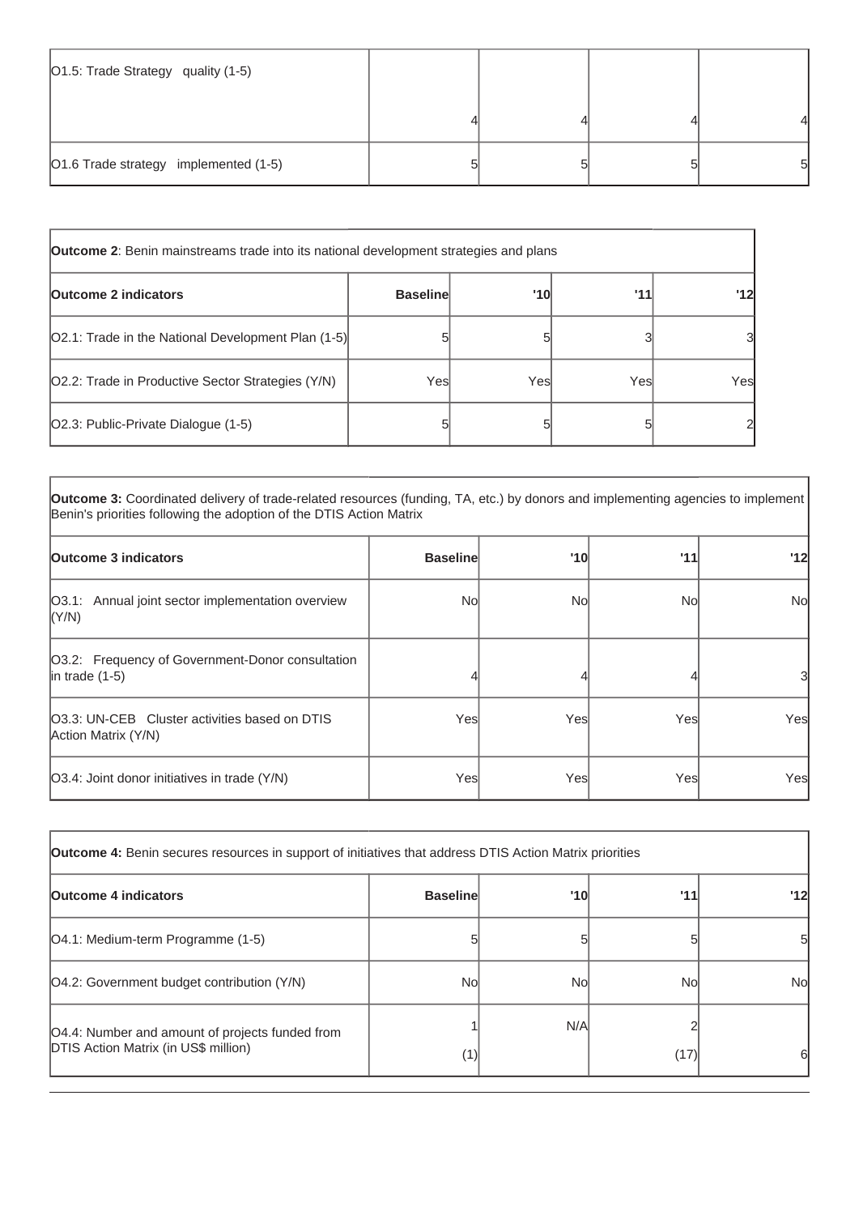| O1.5: Trade Strategy quality (1-5) | 4 | 4 | 4 | 4 |
|---|---|---|---|---|
| O1.6 Trade strategy implemented (1-5) | 5 | 5 | 5 | 5 |

| **Outcome 2**: Benin mainstreams trade into its national development strategies and plans | | | | |
|---|---|---|---|---|
| **Outcome 2 indicators** | **Baseline** | **'10** | **'11** | **'12** |
| O2.1: Trade in the National Development Plan (1-5) | 5 | 5 | 3 | 3 |
| O2.2: Trade in Productive Sector Strategies (Y/N) | Yes | Yes | Yes | Yes |
| O2.3: Public-Private Dialogue (1-5) | 5 | 5 | 5 | 2 |

| **Outcome 3:** Coordinated delivery of trade-related resources (funding, TA, etc.) by donors and implementing agencies to implement Benin's priorities following the adoption of the DTIS Action Matrix | | | | |
|---|---|---|---|---|
| **Outcome 3 indicators** | **Baseline** | **'10** | **'11** | **'12** |
| O3.1: Annual joint sector implementation overview (Y/N) | No | No | No | No |
| O3.2: Frequency of Government-Donor consultation in trade (1-5) | 4 | 4 | 4 | 3 |
| O3.3: UN-CEB Cluster activities based on DTIS Action Matrix (Y/N) | Yes | Yes | Yes | Yes |
| O3.4: Joint donor initiatives in trade (Y/N) | Yes | Yes | Yes | Yes |

| **Outcome 4:** Benin secures resources in support of initiatives that address DTIS Action Matrix priorities | | | | |
|---|---|---|---|---|
| **Outcome 4 indicators** | **Baseline** | **'10** | **'11** | **'12** |
| O4.1: Medium-term Programme (1-5) | 5 | 5 | 5 | 5 |
| O4.2: Government budget contribution (Y/N) | No | No | No | No |
| O4.4: Number and amount of projects funded from DTIS Action Matrix (in US$ million) | 1 (1) | N/A | 2 (17) | 6 |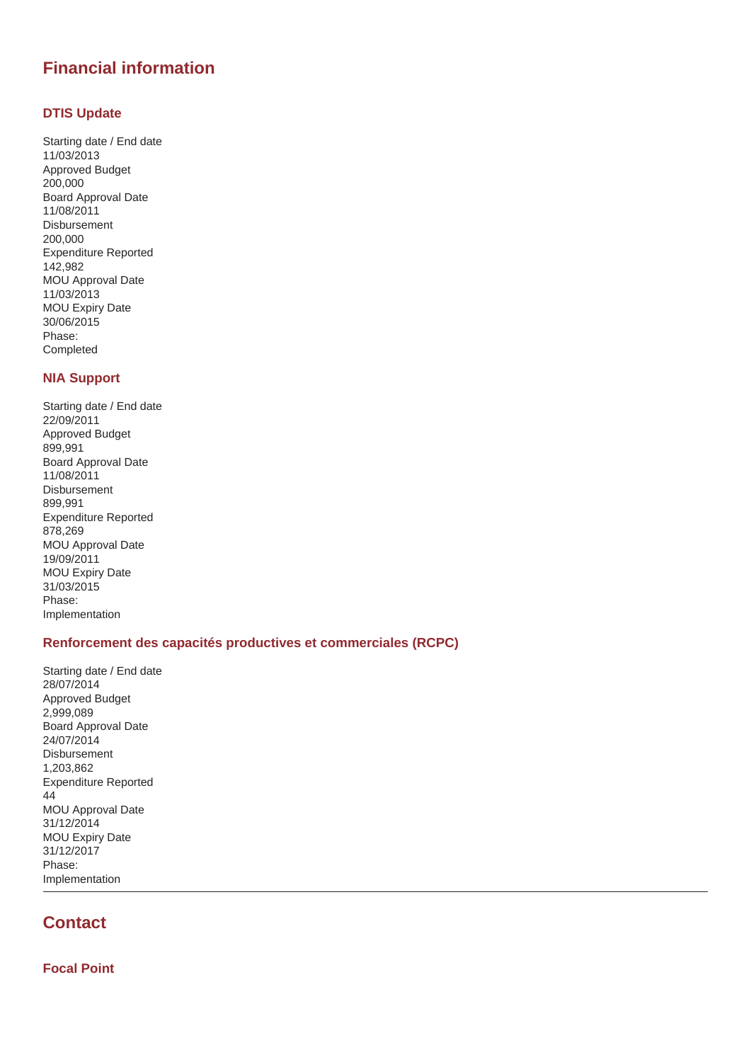## Financial information

### DTIS Update

Starting date / End date
11/03/2013
Approved Budget
200,000
Board Approval Date
11/08/2011
Disbursement
200,000
Expenditure Reported
142,982
MOU Approval Date
11/03/2013
MOU Expiry Date
30/06/2015
Phase:
Completed

### NIA Support

Starting date / End date
22/09/2011
Approved Budget
899,991
Board Approval Date
11/08/2011
Disbursement
899,991
Expenditure Reported
878,269
MOU Approval Date
19/09/2011
MOU Expiry Date
31/03/2015
Phase:
Implementation

### Renforcement des capacités productives et commerciales (RCPC)

Starting date / End date
28/07/2014
Approved Budget
2,999,089
Board Approval Date
24/07/2014
Disbursement
1,203,862
Expenditure Reported
44
MOU Approval Date
31/12/2014
MOU Expiry Date
31/12/2017
Phase:
Implementation

---

## Contact

### Focal Point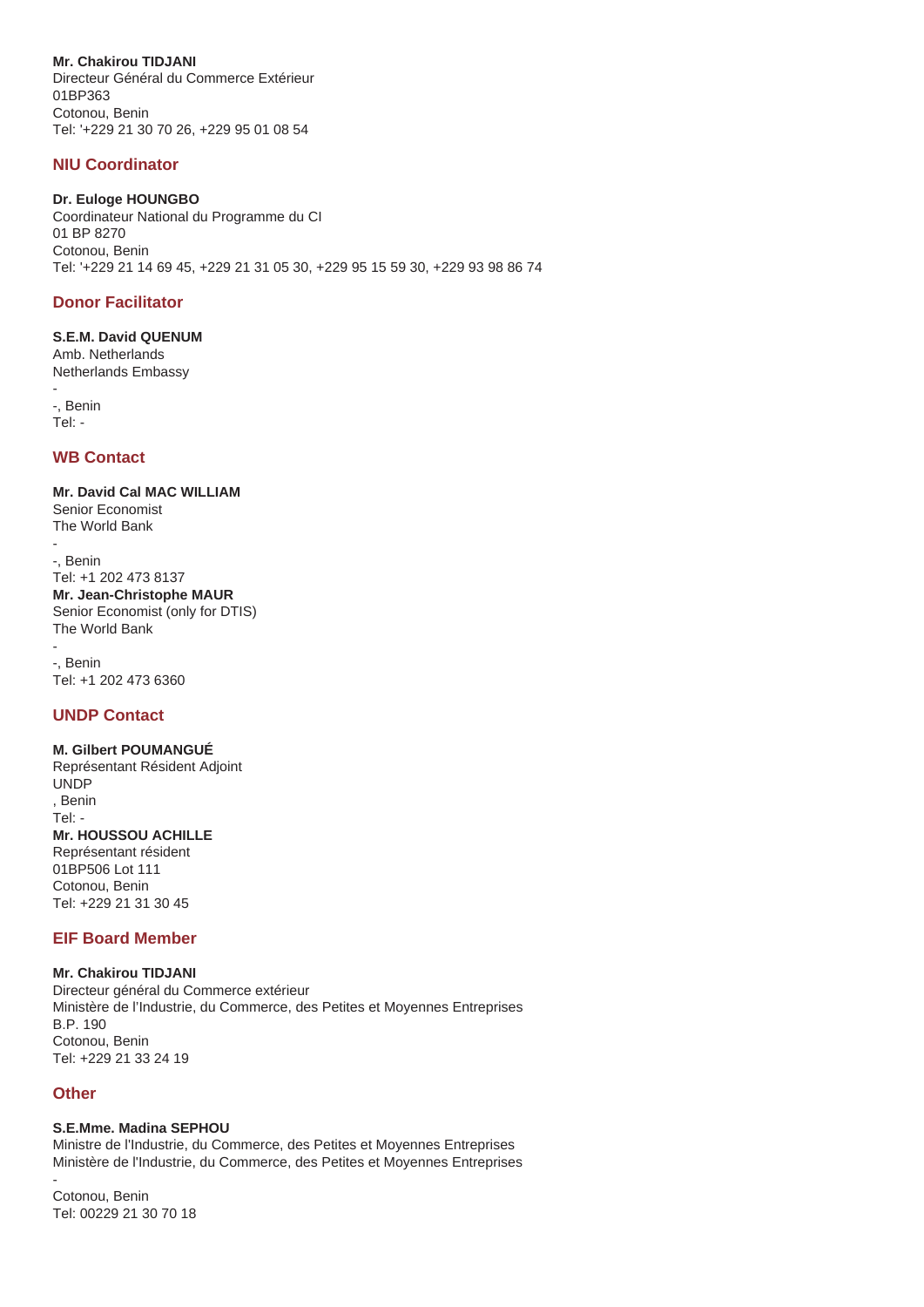**Mr. Chakirou TIDJANI**
Directeur Général du Commerce Extérieur
01BP363
Cotonou, Benin
Tel: '+229 21 30 70 26, +229 95 01 08 54

## NIU Coordinator

**Dr. Euloge HOUNGBO**
Coordinateur National du Programme du CI
01 BP 8270
Cotonou, Benin
Tel: '+229 21 14 69 45, +229 21 31 05 30, +229 95 15 59 30, +229 93 98 86 74

## Donor Facilitator

**S.E.M. David QUENUM**
Amb. Netherlands
Netherlands Embassy
-
-, Benin
Tel: -

## WB Contact

**Mr. David Cal MAC WILLIAM**
Senior Economist
The World Bank
-
-, Benin
Tel: +1 202 473 8137
**Mr. Jean-Christophe MAUR**
Senior Economist (only for DTIS)
The World Bank
-
-, Benin
Tel: +1 202 473 6360

## UNDP Contact

**M. Gilbert POUMANGUÉ**
Représentant Résident Adjoint
UNDP
, Benin
Tel: -
**Mr. HOUSSOU ACHILLE**
Représentant résident
01BP506 Lot 111
Cotonou, Benin
Tel: +229 21 31 30 45

## EIF Board Member

**Mr. Chakirou TIDJANI**
Directeur général du Commerce extérieur
Ministère de l'Industrie, du Commerce, des Petites et Moyennes Entreprises
B.P. 190
Cotonou, Benin
Tel: +229 21 33 24 19

## Other

**S.E.Mme. Madina SEPHOU**
Ministre de l'Industrie, du Commerce, des Petites et Moyennes Entreprises
Ministère de l'Industrie, du Commerce, des Petites et Moyennes Entreprises
-
Cotonou, Benin
Tel: 00229 21 30 70 18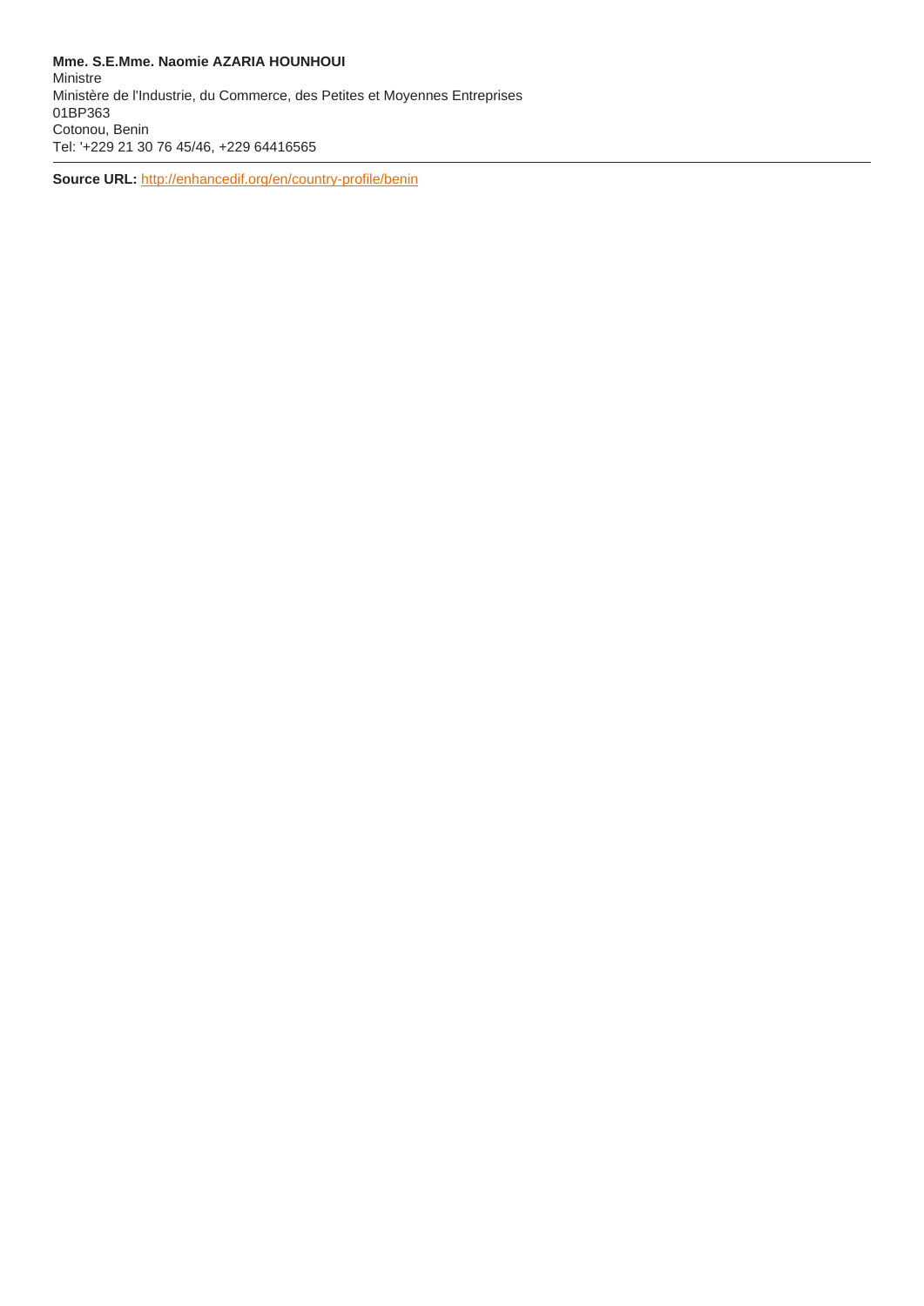**Mme. S.E.Mme. Naomie AZARIA HOUNHOUI**
Ministre
Ministère de l'Industrie, du Commerce, des Petites et Moyennes Entreprises
01BP363
Cotonou, Benin
Tel: '+229 21 30 76 45/46, +229 64416565

---

**Source URL:** http://enhancedif.org/en/country-profile/benin